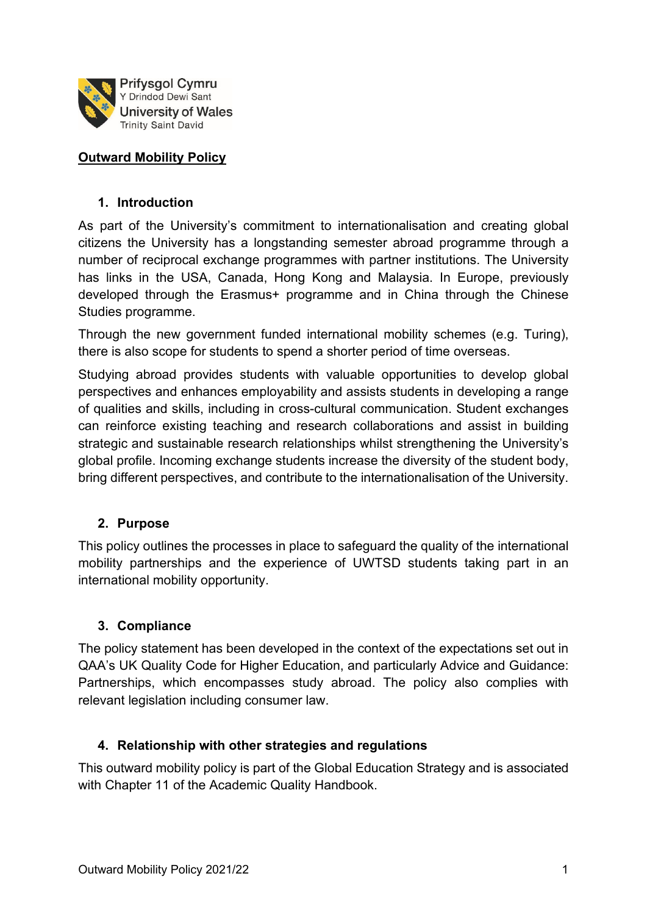Prifysgol Cymru
Y Drindod Dewi Sant
University of Wales
Trinity Saint David

# Outward Mobility Policy

## 1. Introduction

As part of the University's commitment to internationalisation and creating global citizens the University has a longstanding semester abroad programme through a number of reciprocal exchange programmes with partner institutions. The University has links in the USA, Canada, Hong Kong and Malaysia. In Europe, previously developed through the Erasmus+ programme and in China through the Chinese Studies programme.

Through the new government funded international mobility schemes (e.g. Turing), there is also scope for students to spend a shorter period of time overseas.

Studying abroad provides students with valuable opportunities to develop global perspectives and enhances employability and assists students in developing a range of qualities and skills, including in cross-cultural communication. Student exchanges can reinforce existing teaching and research collaborations and assist in building strategic and sustainable research relationships whilst strengthening the University's global profile. Incoming exchange students increase the diversity of the student body, bring different perspectives, and contribute to the internationalisation of the University.

## 2. Purpose

This policy outlines the processes in place to safeguard the quality of the international mobility partnerships and the experience of UWTSD students taking part in an international mobility opportunity.

## 3. Compliance

The policy statement has been developed in the context of the expectations set out in QAA's UK Quality Code for Higher Education, and particularly Advice and Guidance: Partnerships, which encompasses study abroad. The policy also complies with relevant legislation including consumer law.

## 4. Relationship with other strategies and regulations

This outward mobility policy is part of the Global Education Strategy and is associated with Chapter 11 of the Academic Quality Handbook.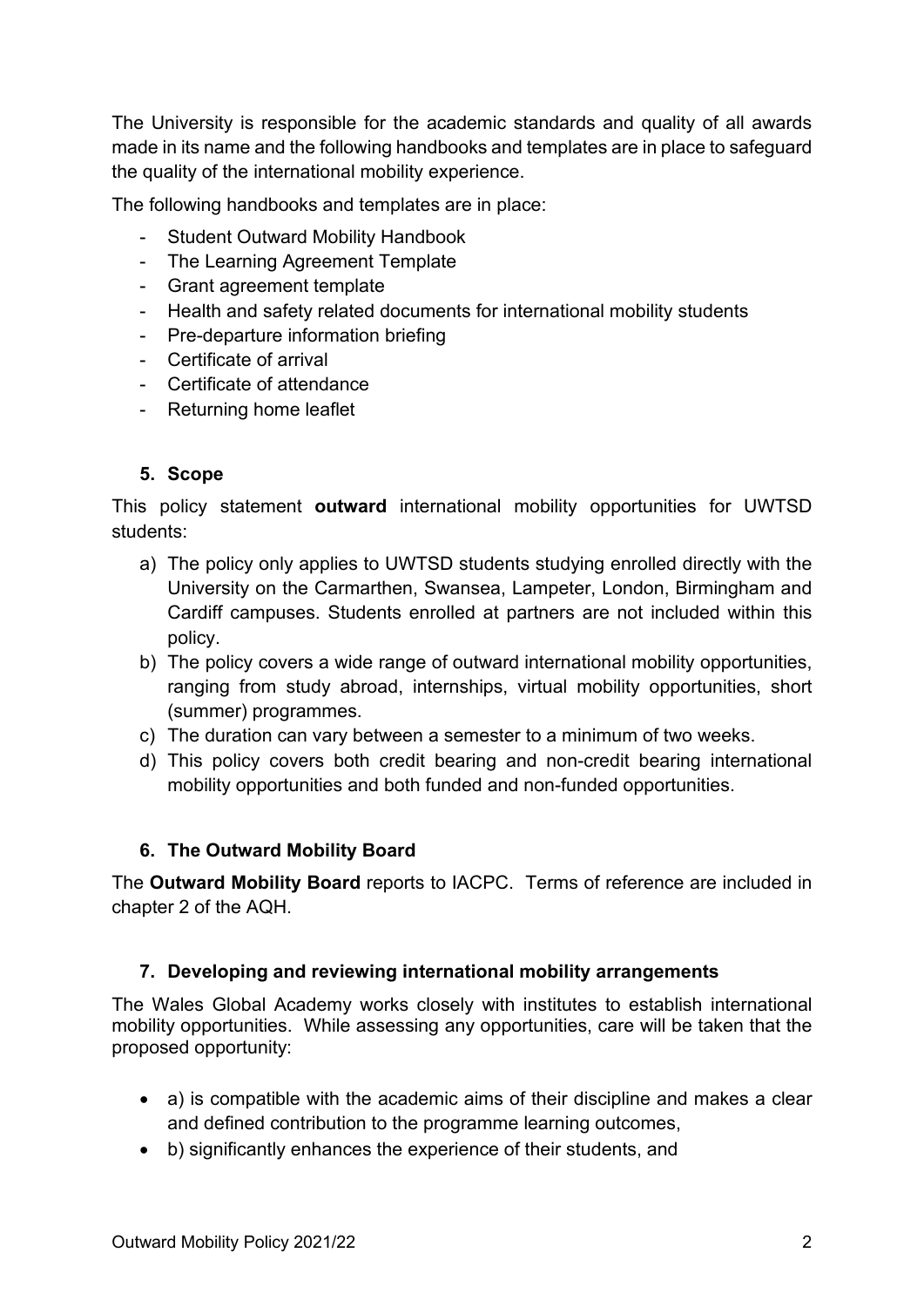The University is responsible for the academic standards and quality of all awards made in its name and the following handbooks and templates are in place to safeguard the quality of the international mobility experience.

The following handbooks and templates are in place:

- Student Outward Mobility Handbook
- The Learning Agreement Template
- Grant agreement template
- Health and safety related documents for international mobility students
- Pre-departure information briefing
- Certificate of arrival
- Certificate of attendance
- Returning home leaflet

## 5. Scope

This policy statement **outward** international mobility opportunities for UWTSD students:

a) The policy only applies to UWTSD students studying enrolled directly with the University on the Carmarthen, Swansea, Lampeter, London, Birmingham and Cardiff campuses. Students enrolled at partners are not included within this policy.
b) The policy covers a wide range of outward international mobility opportunities, ranging from study abroad, internships, virtual mobility opportunities, short (summer) programmes.
c) The duration can vary between a semester to a minimum of two weeks.
d) This policy covers both credit bearing and non-credit bearing international mobility opportunities and both funded and non-funded opportunities.

## 6. The Outward Mobility Board

The **Outward Mobility Board** reports to IACPC. Terms of reference are included in chapter 2 of the AQH.

## 7. Developing and reviewing international mobility arrangements

The Wales Global Academy works closely with institutes to establish international mobility opportunities. While assessing any opportunities, care will be taken that the proposed opportunity:

- a) is compatible with the academic aims of their discipline and makes a clear and defined contribution to the programme learning outcomes,
- b) significantly enhances the experience of their students, and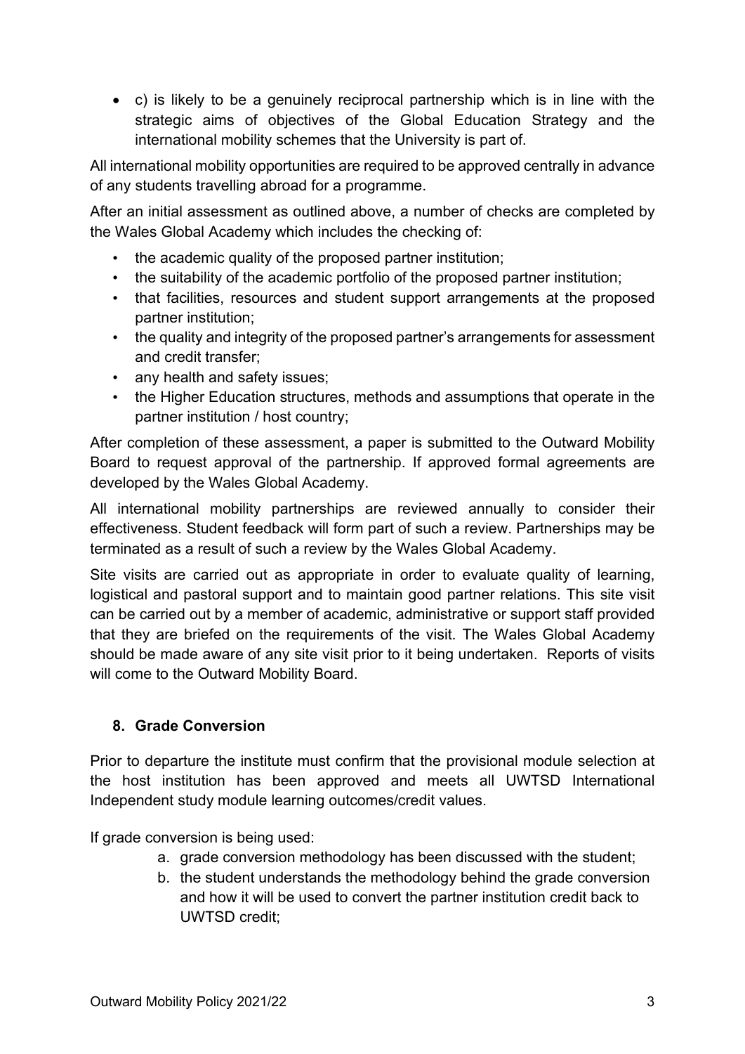- c) is likely to be a genuinely reciprocal partnership which is in line with the strategic aims of objectives of the Global Education Strategy and the international mobility schemes that the University is part of.

All international mobility opportunities are required to be approved centrally in advance of any students travelling abroad for a programme.

After an initial assessment as outlined above, a number of checks are completed by the Wales Global Academy which includes the checking of:

- the academic quality of the proposed partner institution;
- the suitability of the academic portfolio of the proposed partner institution;
- that facilities, resources and student support arrangements at the proposed partner institution;
- the quality and integrity of the proposed partner's arrangements for assessment and credit transfer;
- any health and safety issues;
- the Higher Education structures, methods and assumptions that operate in the partner institution / host country;

After completion of these assessment, a paper is submitted to the Outward Mobility Board to request approval of the partnership. If approved formal agreements are developed by the Wales Global Academy.

All international mobility partnerships are reviewed annually to consider their effectiveness. Student feedback will form part of such a review. Partnerships may be terminated as a result of such a review by the Wales Global Academy.

Site visits are carried out as appropriate in order to evaluate quality of learning, logistical and pastoral support and to maintain good partner relations. This site visit can be carried out by a member of academic, administrative or support staff provided that they are briefed on the requirements of the visit. The Wales Global Academy should be made aware of any site visit prior to it being undertaken. Reports of visits will come to the Outward Mobility Board.

## 8. Grade Conversion

Prior to departure the institute must confirm that the provisional module selection at the host institution has been approved and meets all UWTSD International Independent study module learning outcomes/credit values.

If grade conversion is being used:

a. grade conversion methodology has been discussed with the student;
b. the student understands the methodology behind the grade conversion and how it will be used to convert the partner institution credit back to UWTSD credit;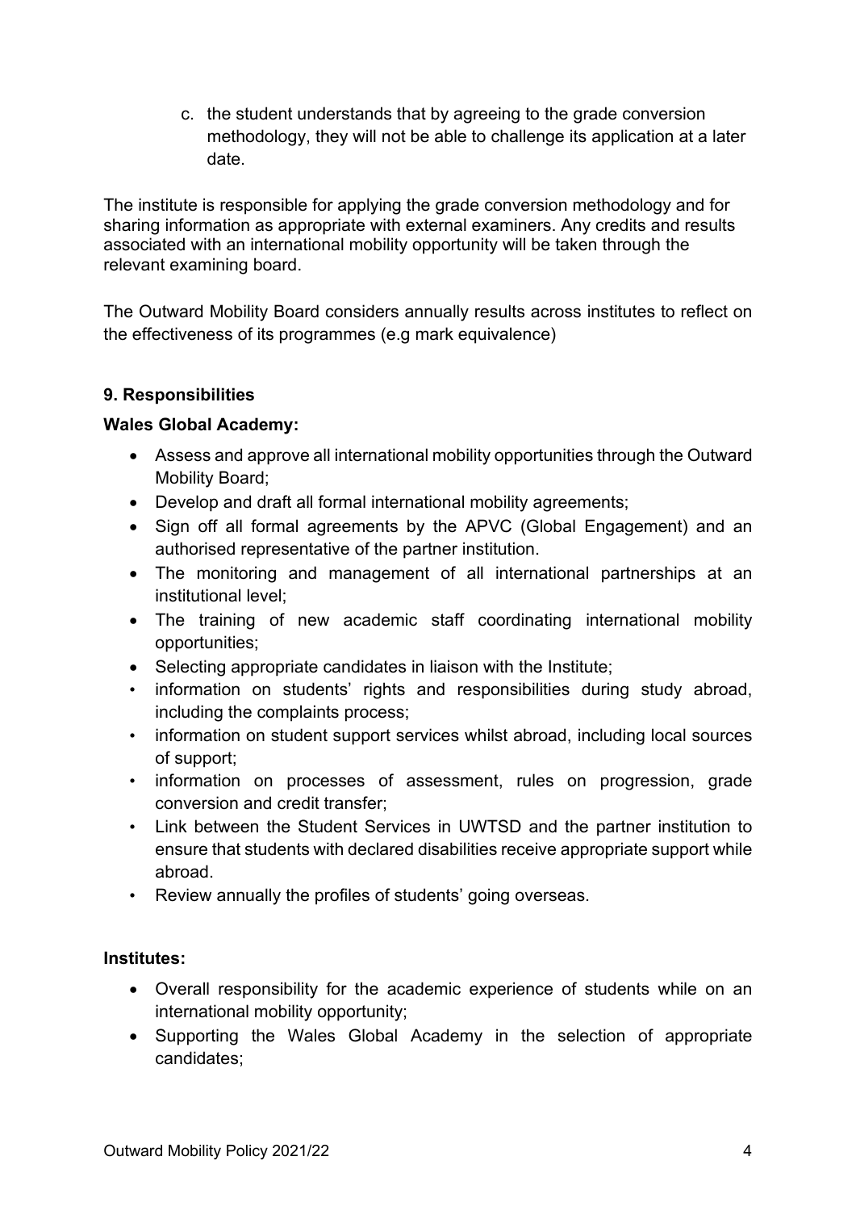c. the student understands that by agreeing to the grade conversion methodology, they will not be able to challenge its application at a later date.

The institute is responsible for applying the grade conversion methodology and for sharing information as appropriate with external examiners. Any credits and results associated with an international mobility opportunity will be taken through the relevant examining board.

The Outward Mobility Board considers annually results across institutes to reflect on the effectiveness of its programmes (e.g mark equivalence)

**9. Responsibilities**

**Wales Global Academy:**

- Assess and approve all international mobility opportunities through the Outward Mobility Board;
- Develop and draft all formal international mobility agreements;
- Sign off all formal agreements by the APVC (Global Engagement) and an authorised representative of the partner institution.
- The monitoring and management of all international partnerships at an institutional level;
- The training of new academic staff coordinating international mobility opportunities;
- Selecting appropriate candidates in liaison with the Institute;
- information on students' rights and responsibilities during study abroad, including the complaints process;
- information on student support services whilst abroad, including local sources of support;
- information on processes of assessment, rules on progression, grade conversion and credit transfer;
- Link between the Student Services in UWTSD and the partner institution to ensure that students with declared disabilities receive appropriate support while abroad.
- Review annually the profiles of students' going overseas.

**Institutes:**

- Overall responsibility for the academic experience of students while on an international mobility opportunity;
- Supporting the Wales Global Academy in the selection of appropriate candidates;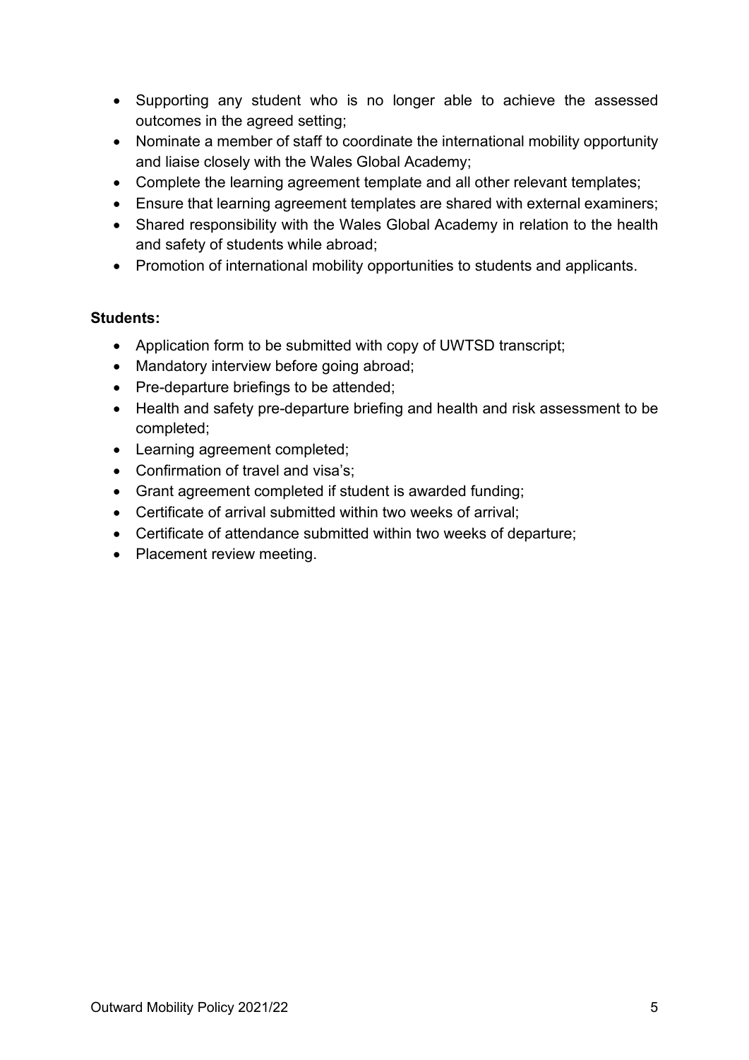- Supporting any student who is no longer able to achieve the assessed outcomes in the agreed setting;
- Nominate a member of staff to coordinate the international mobility opportunity and liaise closely with the Wales Global Academy;
- Complete the learning agreement template and all other relevant templates;
- Ensure that learning agreement templates are shared with external examiners;
- Shared responsibility with the Wales Global Academy in relation to the health and safety of students while abroad;
- Promotion of international mobility opportunities to students and applicants.

**Students:**

- Application form to be submitted with copy of UWTSD transcript;
- Mandatory interview before going abroad;
- Pre-departure briefings to be attended;
- Health and safety pre-departure briefing and health and risk assessment to be completed;
- Learning agreement completed;
- Confirmation of travel and visa's;
- Grant agreement completed if student is awarded funding;
- Certificate of arrival submitted within two weeks of arrival;
- Certificate of attendance submitted within two weeks of departure;
- Placement review meeting.